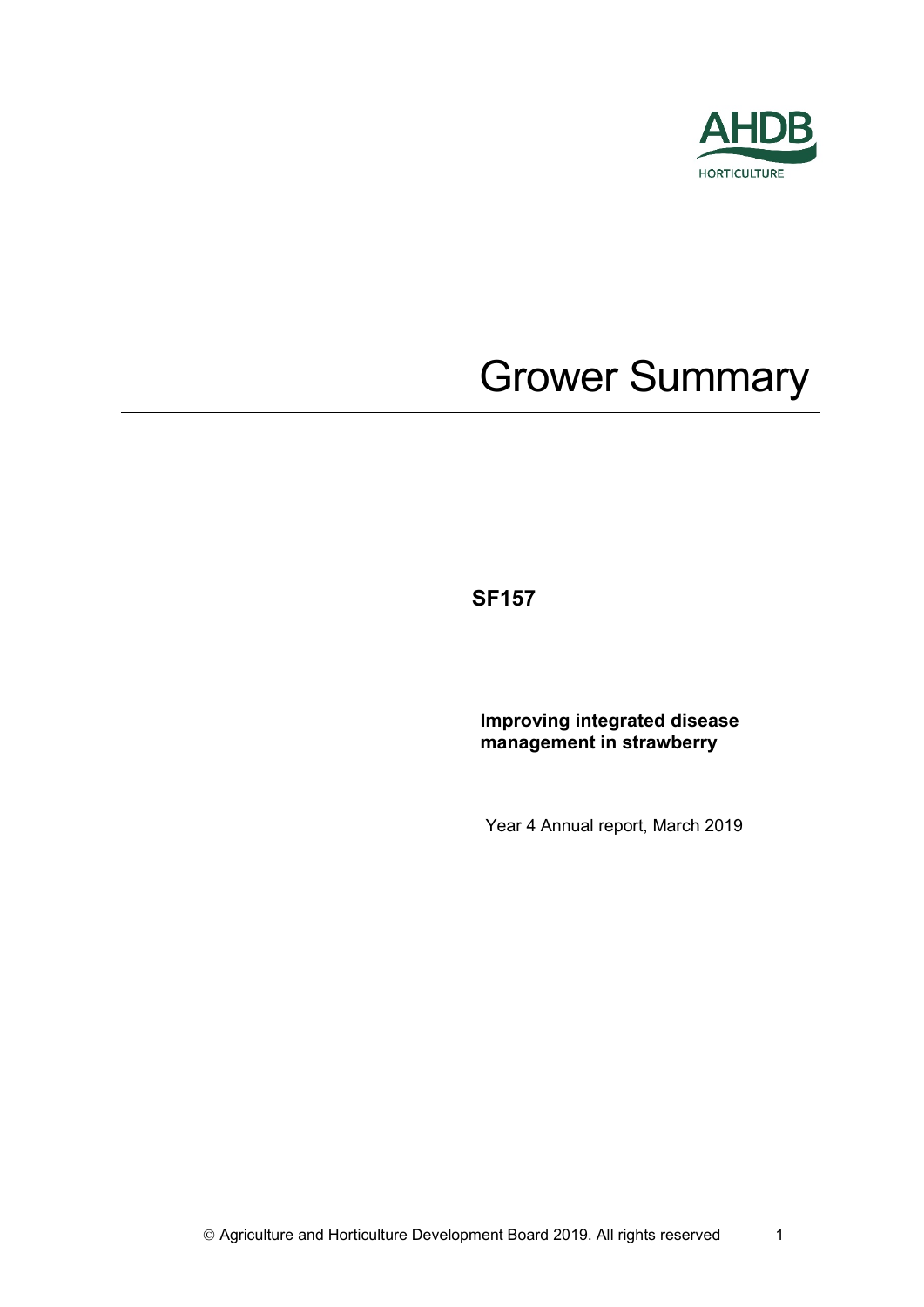AHDB HORTICULTURE

# Grower Summary

**SF157**

**Improving integrated disease management in strawberry**

Year 4 Annual report, March 2019

© Agriculture and Horticulture Development Board 2019. All rights reserved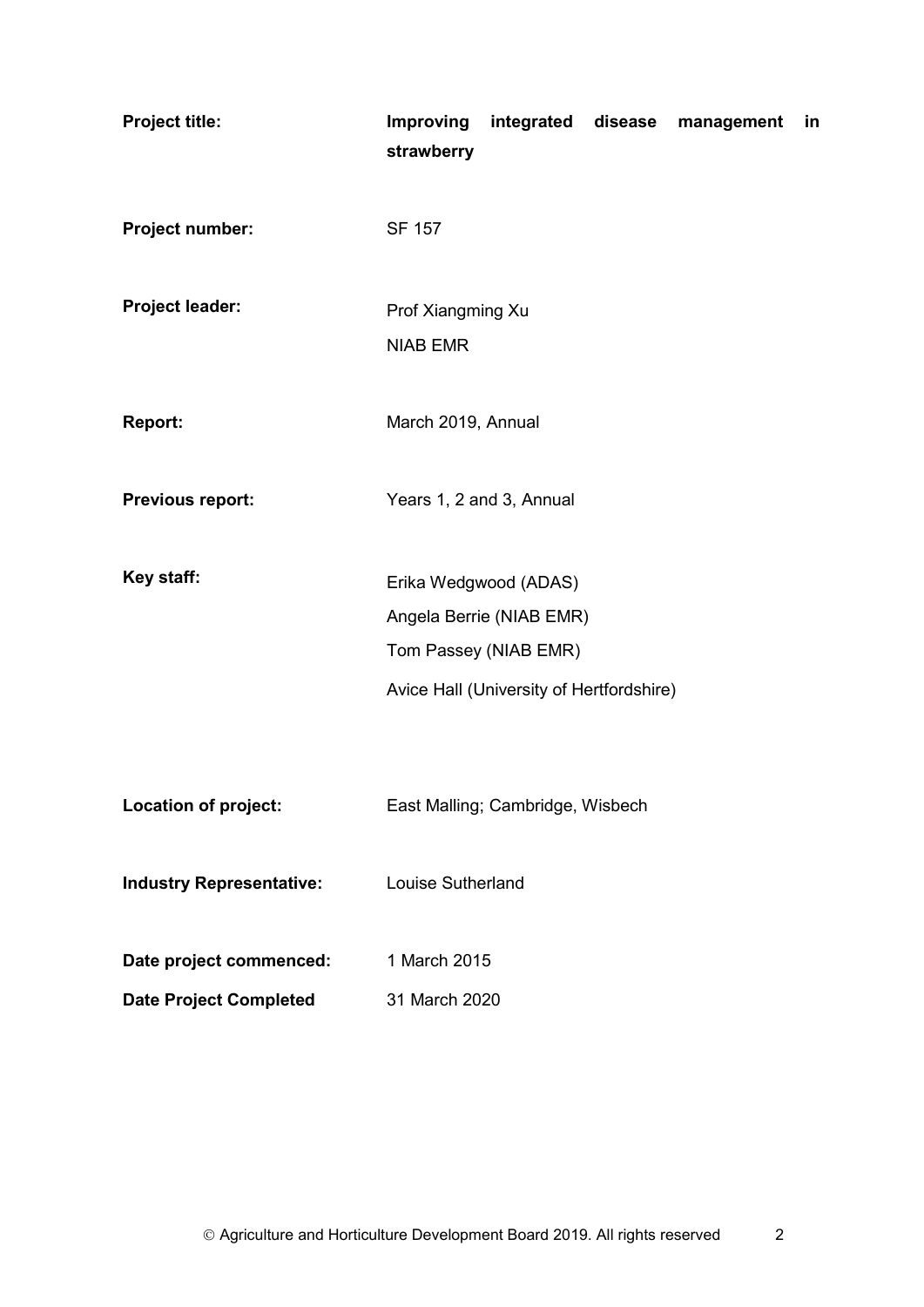| | |
|---|---|
| **Project title:** | **Improving integrated disease management in strawberry** |
| **Project number:** | SF 157 |
| **Project leader:** | Prof Xiangming Xu<br>NIAB EMR |
| **Report:** | March 2019, Annual |
| **Previous report:** | Years 1, 2 and 3, Annual |
| **Key staff:** | Erika Wedgwood (ADAS)<br>Angela Berrie (NIAB EMR)<br>Tom Passey (NIAB EMR)<br>Avice Hall (University of Hertfordshire) |
| **Location of project:** | East Malling; Cambridge, Wisbech |
| **Industry Representative:** | Louise Sutherland |
| **Date project commenced:** | 1 March 2015 |
| **Date Project Completed** | 31 March 2020 |

© Agriculture and Horticulture Development Board 2019. All rights reserved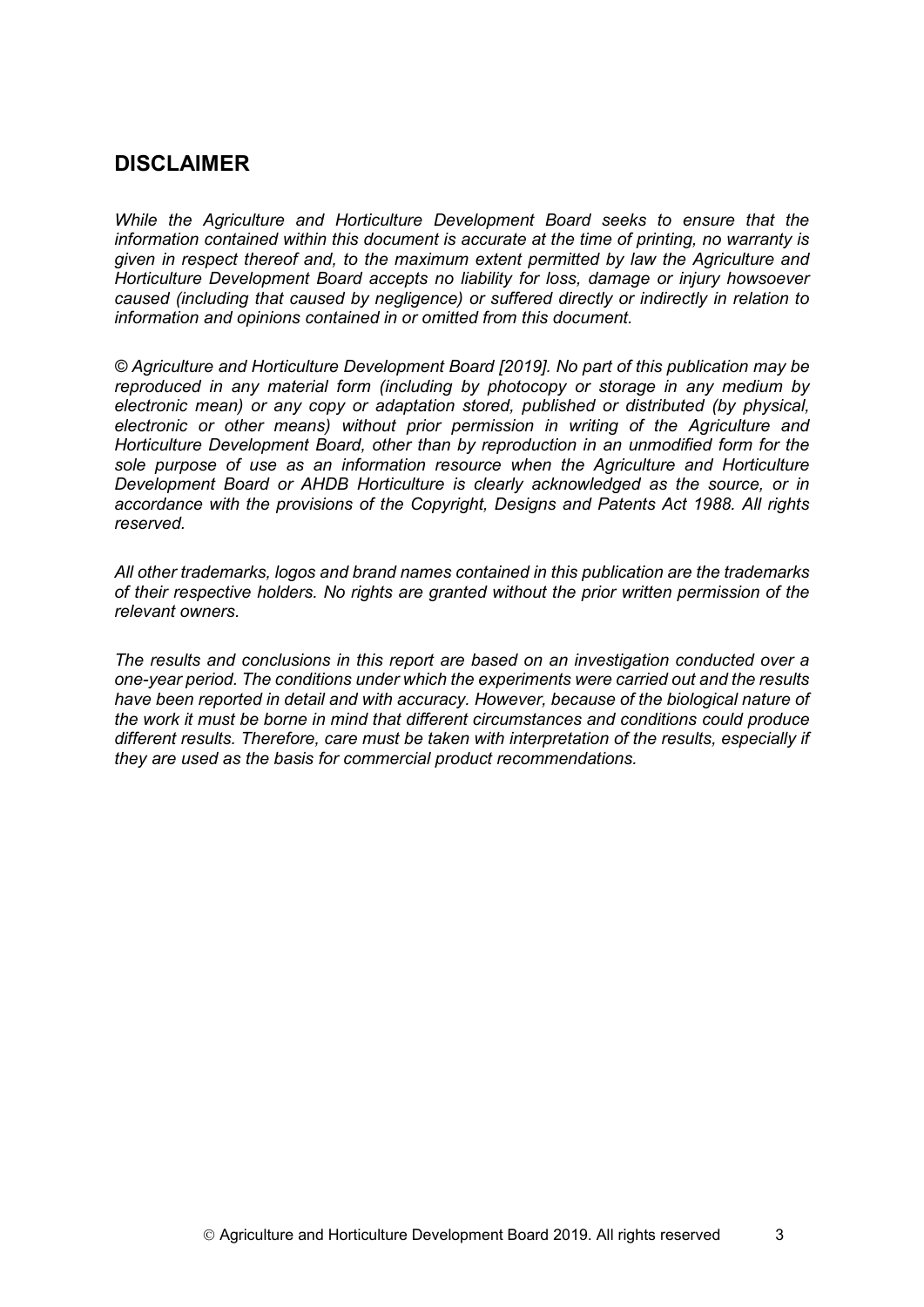## DISCLAIMER

*While the Agriculture and Horticulture Development Board seeks to ensure that the information contained within this document is accurate at the time of printing, no warranty is given in respect thereof and, to the maximum extent permitted by law the Agriculture and Horticulture Development Board accepts no liability for loss, damage or injury howsoever caused (including that caused by negligence) or suffered directly or indirectly in relation to information and opinions contained in or omitted from this document.*

*© Agriculture and Horticulture Development Board [2019]. No part of this publication may be reproduced in any material form (including by photocopy or storage in any medium by electronic mean) or any copy or adaptation stored, published or distributed (by physical, electronic or other means) without prior permission in writing of the Agriculture and Horticulture Development Board, other than by reproduction in an unmodified form for the sole purpose of use as an information resource when the Agriculture and Horticulture Development Board or AHDB Horticulture is clearly acknowledged as the source, or in accordance with the provisions of the Copyright, Designs and Patents Act 1988. All rights reserved.*

*All other trademarks, logos and brand names contained in this publication are the trademarks of their respective holders. No rights are granted without the prior written permission of the relevant owners.*

*The results and conclusions in this report are based on an investigation conducted over a one-year period. The conditions under which the experiments were carried out and the results have been reported in detail and with accuracy. However, because of the biological nature of the work it must be borne in mind that different circumstances and conditions could produce different results. Therefore, care must be taken with interpretation of the results, especially if they are used as the basis for commercial product recommendations.*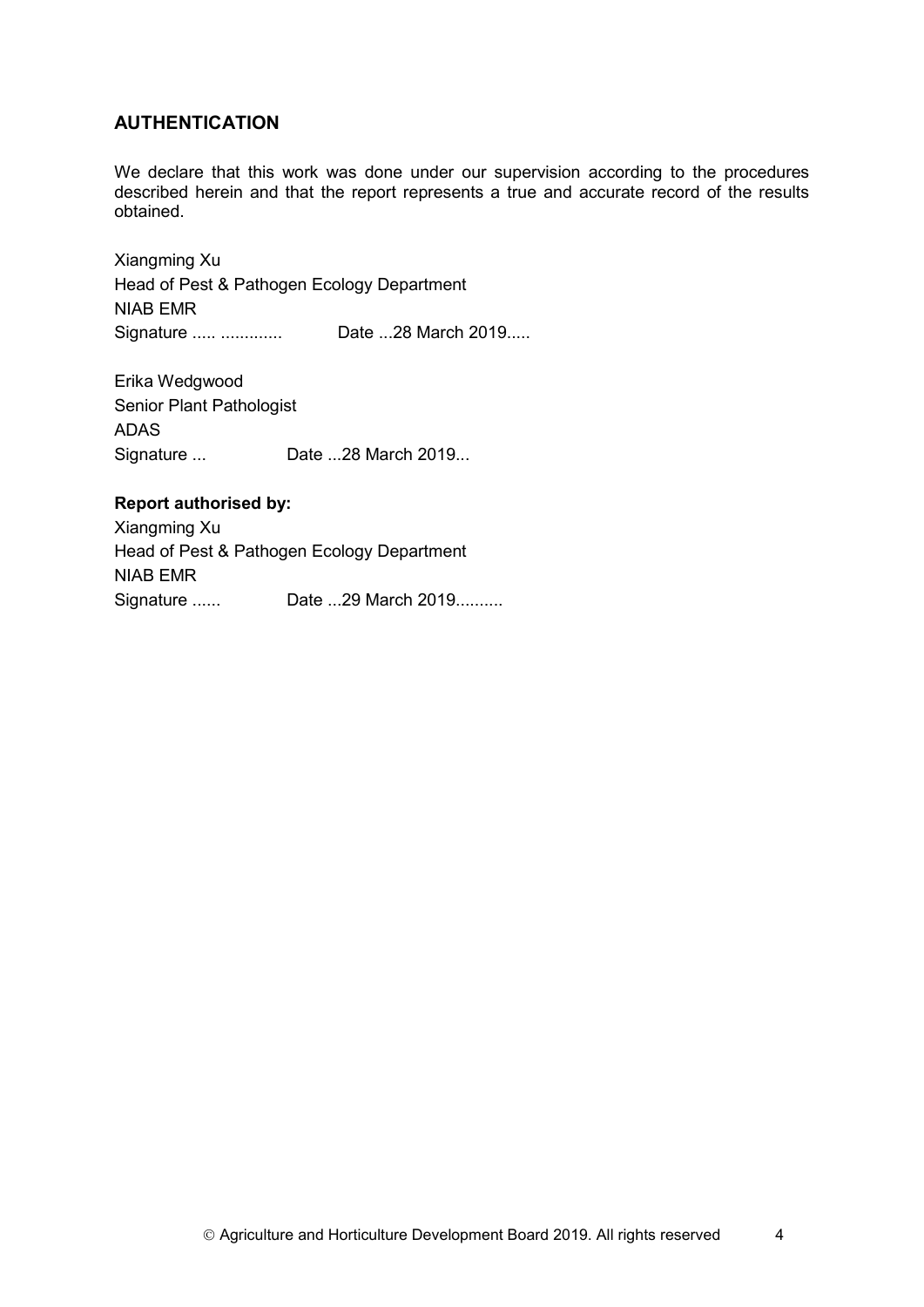## AUTHENTICATION

We declare that this work was done under our supervision according to the procedures described herein and that the report represents a true and accurate record of the results obtained.

Xiangming Xu
Head of Pest & Pathogen Ecology Department
NIAB EMR
Signature ..... ............. Date ...28 March 2019.....

Erika Wedgwood
Senior Plant Pathologist
ADAS
Signature ... Date ...28 March 2019...

**Report authorised by:**

Xiangming Xu
Head of Pest & Pathogen Ecology Department
NIAB EMR
Signature ...... Date ...29 March 2019..........

© Agriculture and Horticulture Development Board 2019. All rights reserved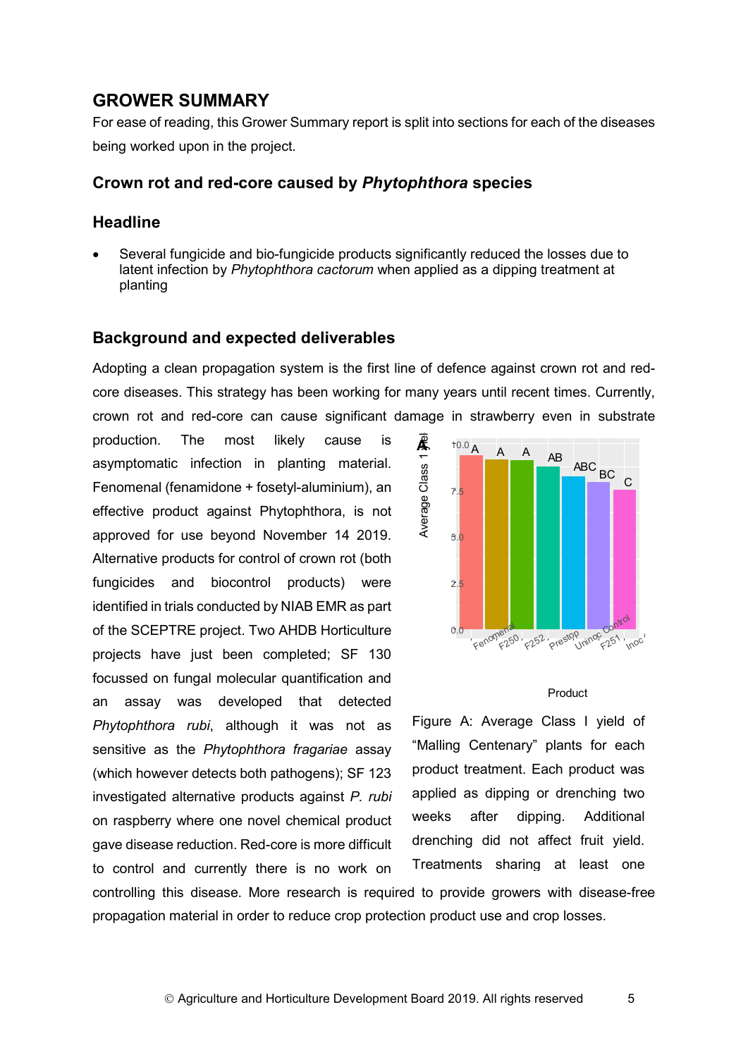## GROWER SUMMARY

For ease of reading, this Grower Summary report is split into sections for each of the diseases being worked upon in the project.

### Crown rot and red-core caused by *Phytophthora* species

### Headline

- Several fungicide and bio-fungicide products significantly reduced the losses due to latent infection by *Phytophthora cactorum* when applied as a dipping treatment at planting

### Background and expected deliverables

Adopting a clean propagation system is the first line of defence against crown rot and red-core diseases. This strategy has been working for many years until recent times. Currently, crown rot and red-core can cause significant damage in strawberry even in substrate production. The most likely cause is asymptomatic infection in planting material. Fenomenal (fenamidone + fosetyl-aluminium), an effective product against Phytophthora, is not approved for use beyond November 14 2019. Alternative products for control of crown rot (both fungicides and biocontrol products) were identified in trials conducted by NIAB EMR as part of the SCEPTRE project. Two AHDB Horticulture projects have just been completed; SF 130 focussed on fungal molecular quantification and an assay was developed that detected *Phytophthora rubi*, although it was not as sensitive as the *Phytophthora fragariae* assay (which however detects both pathogens); SF 123 investigated alternative products against *P. rubi* on raspberry where one novel chemical product gave disease reduction. Red-core is more difficult to control and currently there is no work on controlling this disease. More research is required to provide growers with disease-free propagation material in order to reduce crop protection product use and crop losses.

Figure A: Average Class I yield of "Malling Centenary" plants for each product treatment. Each product was applied as dipping or drenching two weeks after dipping. Additional drenching did not affect fruit yield. Treatments sharing at least one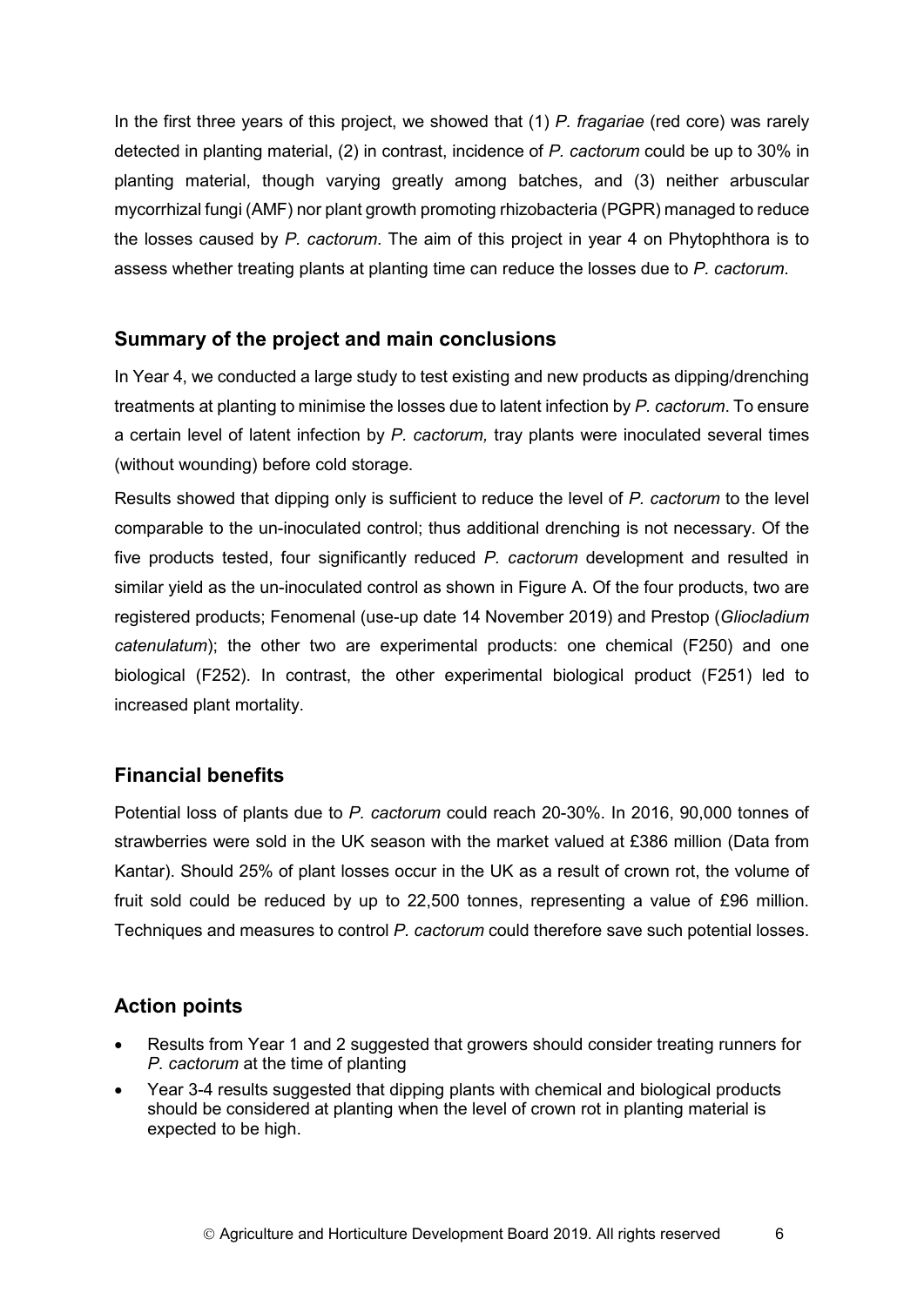In the first three years of this project, we showed that (1) *P. fragariae* (red core) was rarely detected in planting material, (2) in contrast, incidence of *P. cactorum* could be up to 30% in planting material, though varying greatly among batches, and (3) neither arbuscular mycorrhizal fungi (AMF) nor plant growth promoting rhizobacteria (PGPR) managed to reduce the losses caused by *P. cactorum*. The aim of this project in year 4 on Phytophthora is to assess whether treating plants at planting time can reduce the losses due to *P. cactorum*.

## Summary of the project and main conclusions

In Year 4, we conducted a large study to test existing and new products as dipping/drenching treatments at planting to minimise the losses due to latent infection by *P. cactorum*. To ensure a certain level of latent infection by *P. cactorum,* tray plants were inoculated several times (without wounding) before cold storage.

Results showed that dipping only is sufficient to reduce the level of *P. cactorum* to the level comparable to the un-inoculated control; thus additional drenching is not necessary. Of the five products tested, four significantly reduced *P. cactorum* development and resulted in similar yield as the un-inoculated control as shown in Figure A. Of the four products, two are registered products; Fenomenal (use-up date 14 November 2019) and Prestop (*Gliocladium catenulatum*); the other two are experimental products: one chemical (F250) and one biological (F252). In contrast, the other experimental biological product (F251) led to increased plant mortality.

## Financial benefits

Potential loss of plants due to *P. cactorum* could reach 20-30%. In 2016, 90,000 tonnes of strawberries were sold in the UK season with the market valued at £386 million (Data from Kantar). Should 25% of plant losses occur in the UK as a result of crown rot, the volume of fruit sold could be reduced by up to 22,500 tonnes, representing a value of £96 million. Techniques and measures to control *P. cactorum* could therefore save such potential losses.

## Action points

- Results from Year 1 and 2 suggested that growers should consider treating runners for *P. cactorum* at the time of planting
- Year 3-4 results suggested that dipping plants with chemical and biological products should be considered at planting when the level of crown rot in planting material is expected to be high.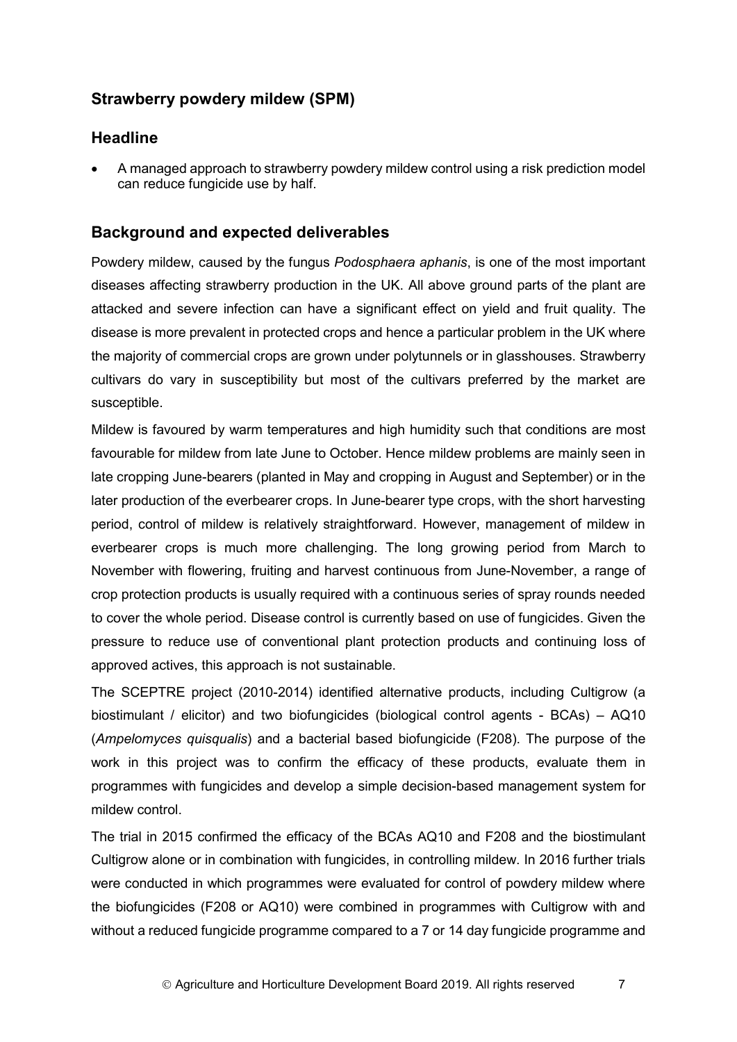## Strawberry powdery mildew (SPM)

## Headline

- A managed approach to strawberry powdery mildew control using a risk prediction model can reduce fungicide use by half.

## Background and expected deliverables

Powdery mildew, caused by the fungus *Podosphaera aphanis*, is one of the most important diseases affecting strawberry production in the UK. All above ground parts of the plant are attacked and severe infection can have a significant effect on yield and fruit quality. The disease is more prevalent in protected crops and hence a particular problem in the UK where the majority of commercial crops are grown under polytunnels or in glasshouses. Strawberry cultivars do vary in susceptibility but most of the cultivars preferred by the market are susceptible.

Mildew is favoured by warm temperatures and high humidity such that conditions are most favourable for mildew from late June to October. Hence mildew problems are mainly seen in late cropping June-bearers (planted in May and cropping in August and September) or in the later production of the everbearer crops. In June-bearer type crops, with the short harvesting period, control of mildew is relatively straightforward. However, management of mildew in everbearer crops is much more challenging. The long growing period from March to November with flowering, fruiting and harvest continuous from June-November, a range of crop protection products is usually required with a continuous series of spray rounds needed to cover the whole period. Disease control is currently based on use of fungicides. Given the pressure to reduce use of conventional plant protection products and continuing loss of approved actives, this approach is not sustainable.

The SCEPTRE project (2010-2014) identified alternative products, including Cultigrow (a biostimulant / elicitor) and two biofungicides (biological control agents - BCAs) – AQ10 (*Ampelomyces quisqualis*) and a bacterial based biofungicide (F208). The purpose of the work in this project was to confirm the efficacy of these products, evaluate them in programmes with fungicides and develop a simple decision-based management system for mildew control.

The trial in 2015 confirmed the efficacy of the BCAs AQ10 and F208 and the biostimulant Cultigrow alone or in combination with fungicides, in controlling mildew. In 2016 further trials were conducted in which programmes were evaluated for control of powdery mildew where the biofungicides (F208 or AQ10) were combined in programmes with Cultigrow with and without a reduced fungicide programme compared to a 7 or 14 day fungicide programme and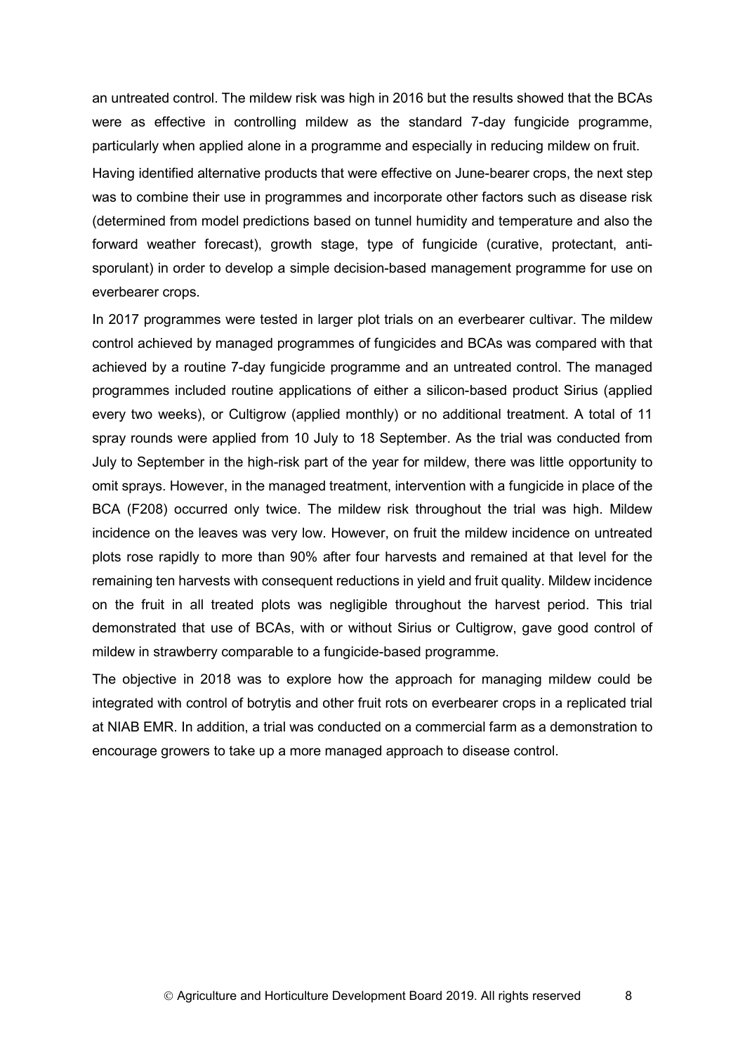an untreated control. The mildew risk was high in 2016 but the results showed that the BCAs were as effective in controlling mildew as the standard 7-day fungicide programme, particularly when applied alone in a programme and especially in reducing mildew on fruit.

Having identified alternative products that were effective on June-bearer crops, the next step was to combine their use in programmes and incorporate other factors such as disease risk (determined from model predictions based on tunnel humidity and temperature and also the forward weather forecast), growth stage, type of fungicide (curative, protectant, anti-sporulant) in order to develop a simple decision-based management programme for use on everbearer crops.

In 2017 programmes were tested in larger plot trials on an everbearer cultivar. The mildew control achieved by managed programmes of fungicides and BCAs was compared with that achieved by a routine 7-day fungicide programme and an untreated control. The managed programmes included routine applications of either a silicon-based product Sirius (applied every two weeks), or Cultigrow (applied monthly) or no additional treatment. A total of 11 spray rounds were applied from 10 July to 18 September. As the trial was conducted from July to September in the high-risk part of the year for mildew, there was little opportunity to omit sprays. However, in the managed treatment, intervention with a fungicide in place of the BCA (F208) occurred only twice. The mildew risk throughout the trial was high. Mildew incidence on the leaves was very low. However, on fruit the mildew incidence on untreated plots rose rapidly to more than 90% after four harvests and remained at that level for the remaining ten harvests with consequent reductions in yield and fruit quality. Mildew incidence on the fruit in all treated plots was negligible throughout the harvest period. This trial demonstrated that use of BCAs, with or without Sirius or Cultigrow, gave good control of mildew in strawberry comparable to a fungicide-based programme.

The objective in 2018 was to explore how the approach for managing mildew could be integrated with control of botrytis and other fruit rots on everbearer crops in a replicated trial at NIAB EMR. In addition, a trial was conducted on a commercial farm as a demonstration to encourage growers to take up a more managed approach to disease control.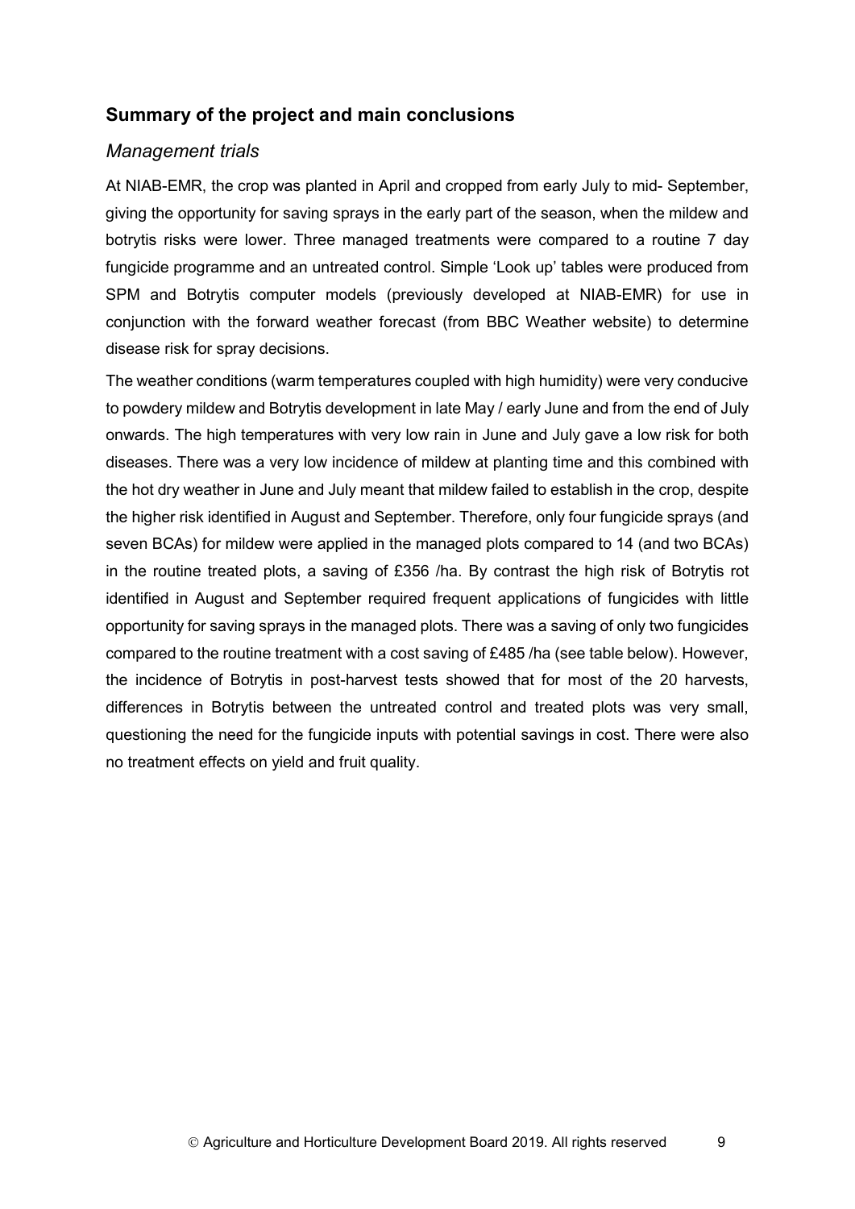## Summary of the project and main conclusions

### *Management trials*

At NIAB-EMR, the crop was planted in April and cropped from early July to mid- September, giving the opportunity for saving sprays in the early part of the season, when the mildew and botrytis risks were lower. Three managed treatments were compared to a routine 7 day fungicide programme and an untreated control. Simple 'Look up' tables were produced from SPM and Botrytis computer models (previously developed at NIAB-EMR) for use in conjunction with the forward weather forecast (from BBC Weather website) to determine disease risk for spray decisions.

The weather conditions (warm temperatures coupled with high humidity) were very conducive to powdery mildew and Botrytis development in late May / early June and from the end of July onwards. The high temperatures with very low rain in June and July gave a low risk for both diseases. There was a very low incidence of mildew at planting time and this combined with the hot dry weather in June and July meant that mildew failed to establish in the crop, despite the higher risk identified in August and September. Therefore, only four fungicide sprays (and seven BCAs) for mildew were applied in the managed plots compared to 14 (and two BCAs) in the routine treated plots, a saving of £356 /ha. By contrast the high risk of Botrytis rot identified in August and September required frequent applications of fungicides with little opportunity for saving sprays in the managed plots. There was a saving of only two fungicides compared to the routine treatment with a cost saving of £485 /ha (see table below). However, the incidence of Botrytis in post-harvest tests showed that for most of the 20 harvests, differences in Botrytis between the untreated control and treated plots was very small, questioning the need for the fungicide inputs with potential savings in cost. There were also no treatment effects on yield and fruit quality.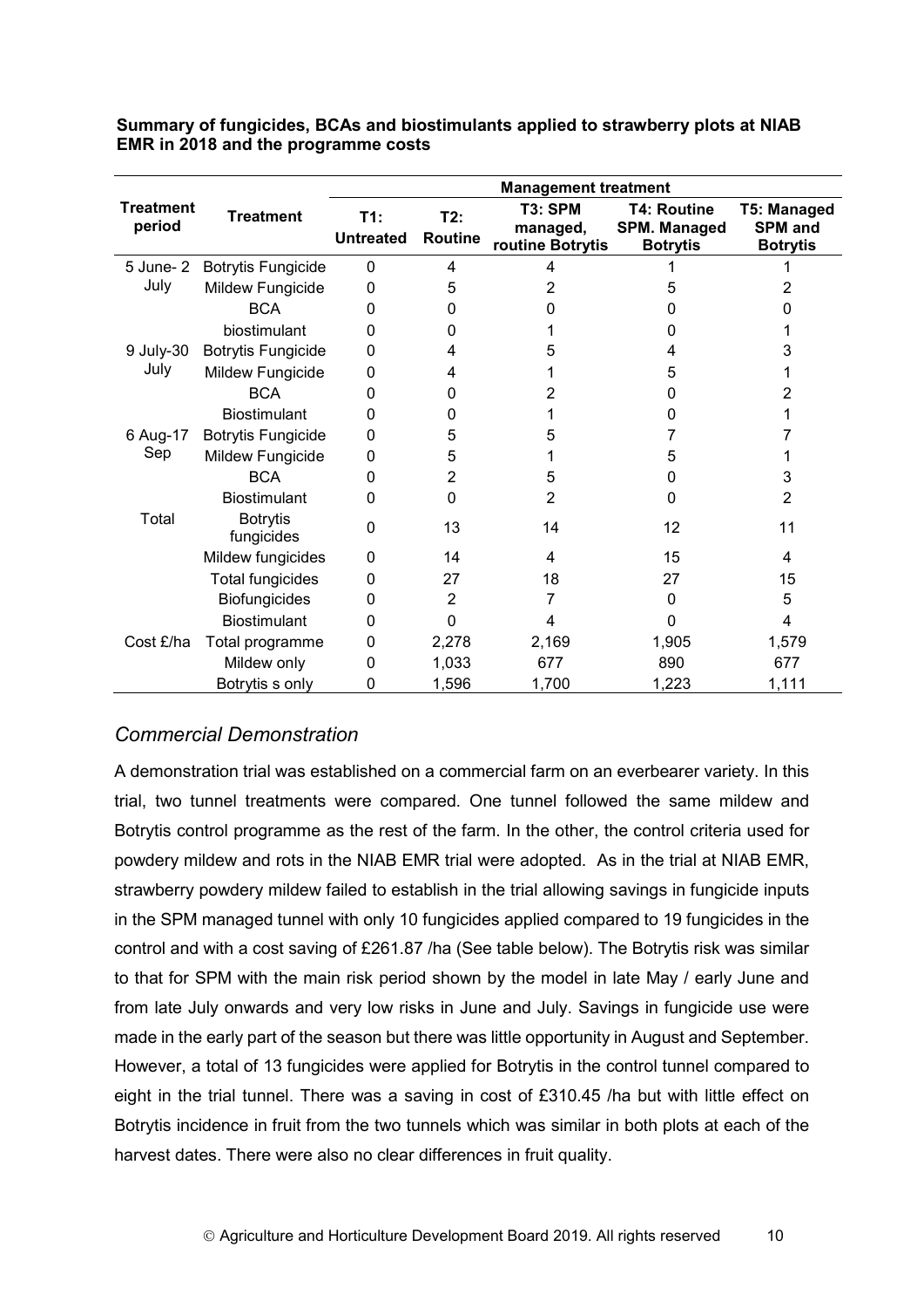**Summary of fungicides, BCAs and biostimulants applied to strawberry plots at NIAB EMR in 2018 and the programme costs**

| Treatment period | Treatment | Management treatment | | | | |
|---|---|---|---|---|---|---|
| | | T1: Untreated | T2: Routine | T3: SPM managed, routine Botrytis | T4: Routine SPM. Managed Botrytis | T5: Managed SPM and Botrytis |
| 5 June- 2 July | Botrytis Fungicide | 0 | 4 | 4 | 1 | 1 |
| | Mildew Fungicide | 0 | 5 | 2 | 5 | 2 |
| | BCA | 0 | 0 | 0 | 0 | 0 |
| | biostimulant | 0 | 0 | 1 | 0 | 1 |
| 9 July-30 July | Botrytis Fungicide | 0 | 4 | 5 | 4 | 3 |
| | Mildew Fungicide | 0 | 4 | 1 | 5 | 1 |
| | BCA | 0 | 0 | 2 | 0 | 2 |
| | Biostimulant | 0 | 0 | 1 | 0 | 1 |
| 6 Aug-17 Sep | Botrytis Fungicide | 0 | 5 | 5 | 7 | 7 |
| | Mildew Fungicide | 0 | 5 | 1 | 5 | 1 |
| | BCA | 0 | 2 | 5 | 0 | 3 |
| | Biostimulant | 0 | 0 | 2 | 0 | 2 |
| Total | Botrytis fungicides | 0 | 13 | 14 | 12 | 11 |
| | Mildew fungicides | 0 | 14 | 4 | 15 | 4 |
| | Total fungicides | 0 | 27 | 18 | 27 | 15 |
| | Biofungicides | 0 | 2 | 7 | 0 | 5 |
| | Biostimulant | 0 | 0 | 4 | 0 | 4 |
| Cost £/ha | Total programme | 0 | 2,278 | 2,169 | 1,905 | 1,579 |
| | Mildew only | 0 | 1,033 | 677 | 890 | 677 |
| | Botrytis s only | 0 | 1,596 | 1,700 | 1,223 | 1,111 |

## *Commercial Demonstration*

A demonstration trial was established on a commercial farm on an everbearer variety. In this trial, two tunnel treatments were compared. One tunnel followed the same mildew and Botrytis control programme as the rest of the farm. In the other, the control criteria used for powdery mildew and rots in the NIAB EMR trial were adopted. As in the trial at NIAB EMR, strawberry powdery mildew failed to establish in the trial allowing savings in fungicide inputs in the SPM managed tunnel with only 10 fungicides applied compared to 19 fungicides in the control and with a cost saving of £261.87 /ha (See table below). The Botrytis risk was similar to that for SPM with the main risk period shown by the model in late May / early June and from late July onwards and very low risks in June and July. Savings in fungicide use were made in the early part of the season but there was little opportunity in August and September. However, a total of 13 fungicides were applied for Botrytis in the control tunnel compared to eight in the trial tunnel. There was a saving in cost of £310.45 /ha but with little effect on Botrytis incidence in fruit from the two tunnels which was similar in both plots at each of the harvest dates. There were also no clear differences in fruit quality.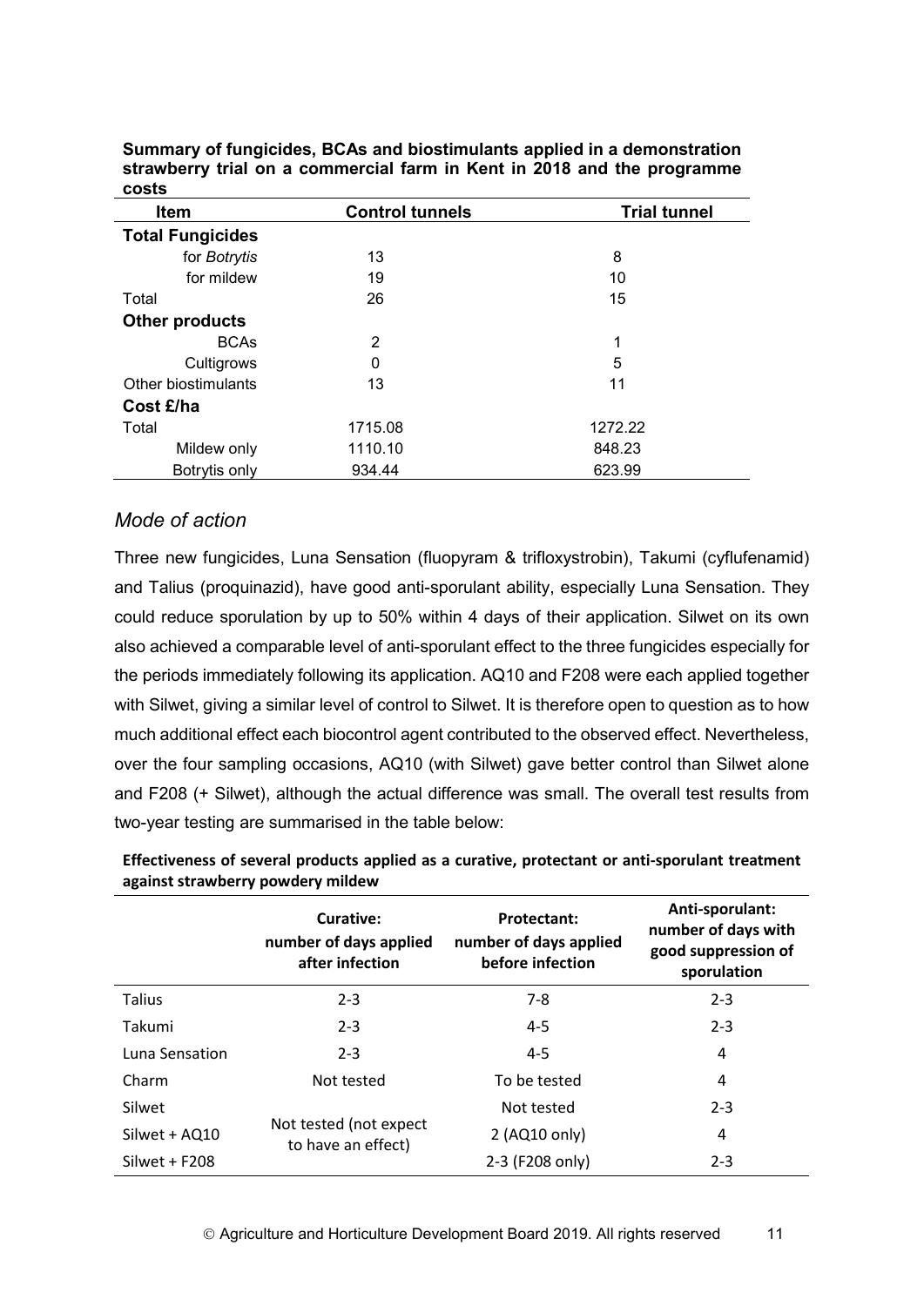**Summary of fungicides, BCAs and biostimulants applied in a demonstration strawberry trial on a commercial farm in Kent in 2018 and the programme costs**

| Item | Control tunnels | Trial tunnel |
|---|---|---|
| **Total Fungicides** | | |
| for *Botrytis* | 13 | 8 |
| for mildew | 19 | 10 |
| Total | 26 | 15 |
| **Other products** | | |
| BCAs | 2 | 1 |
| Cultigrows | 0 | 5 |
| Other biostimulants | 13 | 11 |
| **Cost £/ha** | | |
| Total | 1715.08 | 1272.22 |
| Mildew only | 1110.10 | 848.23 |
| Botrytis only | 934.44 | 623.99 |

## *Mode of action*

Three new fungicides, Luna Sensation (fluopyram & trifloxystrobin), Takumi (cyflufenamid) and Talius (proquinazid), have good anti-sporulant ability, especially Luna Sensation. They could reduce sporulation by up to 50% within 4 days of their application. Silwet on its own also achieved a comparable level of anti-sporulant effect to the three fungicides especially for the periods immediately following its application. AQ10 and F208 were each applied together with Silwet, giving a similar level of control to Silwet. It is therefore open to question as to how much additional effect each biocontrol agent contributed to the observed effect. Nevertheless, over the four sampling occasions, AQ10 (with Silwet) gave better control than Silwet alone and F208 (+ Silwet), although the actual difference was small. The overall test results from two-year testing are summarised in the table below:

**Effectiveness of several products applied as a curative, protectant or anti-sporulant treatment against strawberry powdery mildew**

| | Curative: number of days applied after infection | Protectant: number of days applied before infection | Anti-sporulant: number of days with good suppression of sporulation |
|---|---|---|---|
| Talius | 2-3 | 7-8 | 2-3 |
| Takumi | 2-3 | 4-5 | 2-3 |
| Luna Sensation | 2-3 | 4-5 | 4 |
| Charm | Not tested | To be tested | 4 |
| Silwet | Not tested (not expect to have an effect) | Not tested | 2-3 |
| Silwet + AQ10 | | 2 (AQ10 only) | 4 |
| Silwet + F208 | | 2-3 (F208 only) | 2-3 |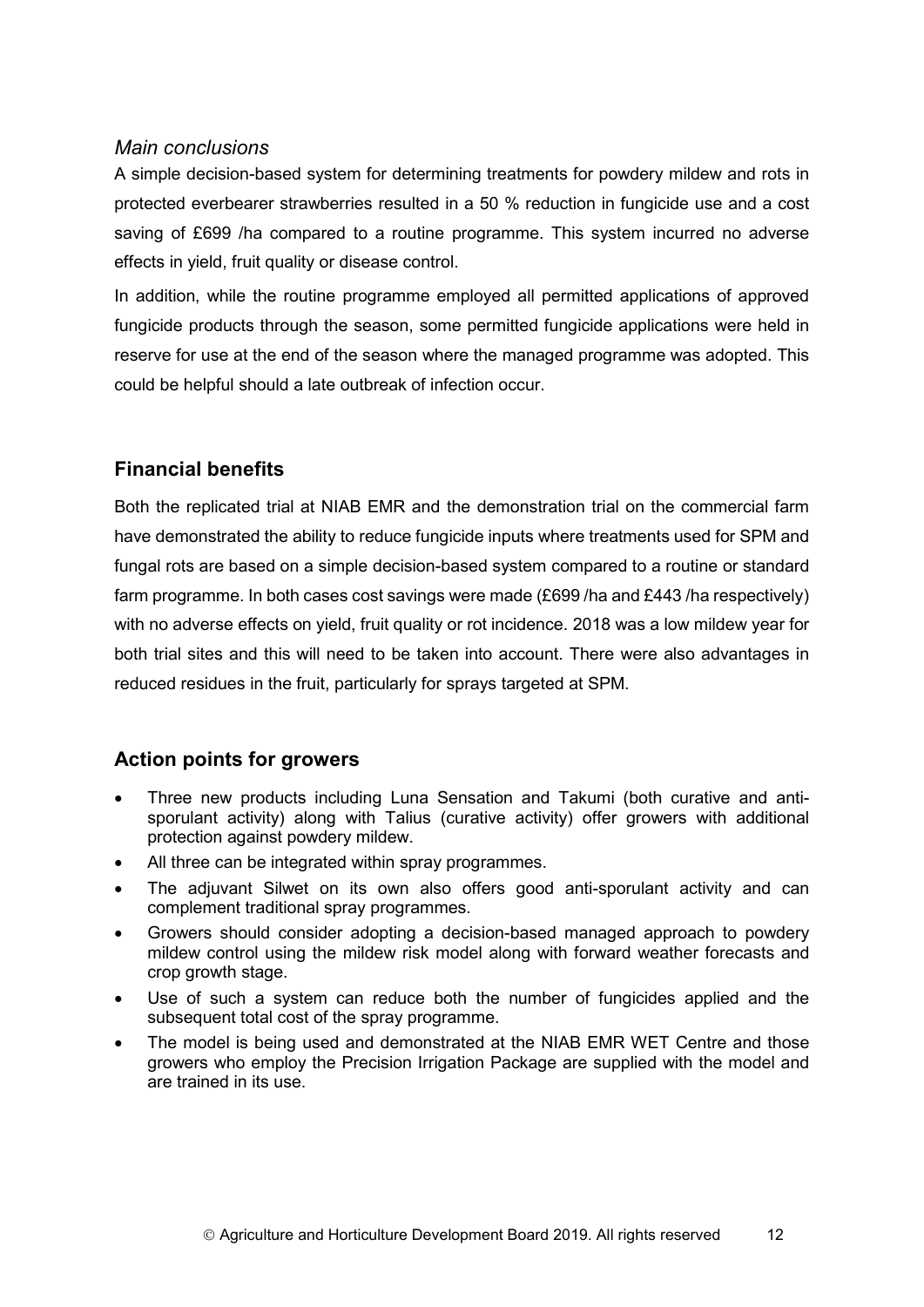### *Main conclusions*

A simple decision-based system for determining treatments for powdery mildew and rots in protected everbearer strawberries resulted in a 50 % reduction in fungicide use and a cost saving of £699 /ha compared to a routine programme. This system incurred no adverse effects in yield, fruit quality or disease control.

In addition, while the routine programme employed all permitted applications of approved fungicide products through the season, some permitted fungicide applications were held in reserve for use at the end of the season where the managed programme was adopted. This could be helpful should a late outbreak of infection occur.

## Financial benefits

Both the replicated trial at NIAB EMR and the demonstration trial on the commercial farm have demonstrated the ability to reduce fungicide inputs where treatments used for SPM and fungal rots are based on a simple decision-based system compared to a routine or standard farm programme. In both cases cost savings were made (£699 /ha and £443 /ha respectively) with no adverse effects on yield, fruit quality or rot incidence. 2018 was a low mildew year for both trial sites and this will need to be taken into account. There were also advantages in reduced residues in the fruit, particularly for sprays targeted at SPM.

## Action points for growers

- Three new products including Luna Sensation and Takumi (both curative and anti-sporulant activity) along with Talius (curative activity) offer growers with additional protection against powdery mildew.
- All three can be integrated within spray programmes.
- The adjuvant Silwet on its own also offers good anti-sporulant activity and can complement traditional spray programmes.
- Growers should consider adopting a decision-based managed approach to powdery mildew control using the mildew risk model along with forward weather forecasts and crop growth stage.
- Use of such a system can reduce both the number of fungicides applied and the subsequent total cost of the spray programme.
- The model is being used and demonstrated at the NIAB EMR WET Centre and those growers who employ the Precision Irrigation Package are supplied with the model and are trained in its use.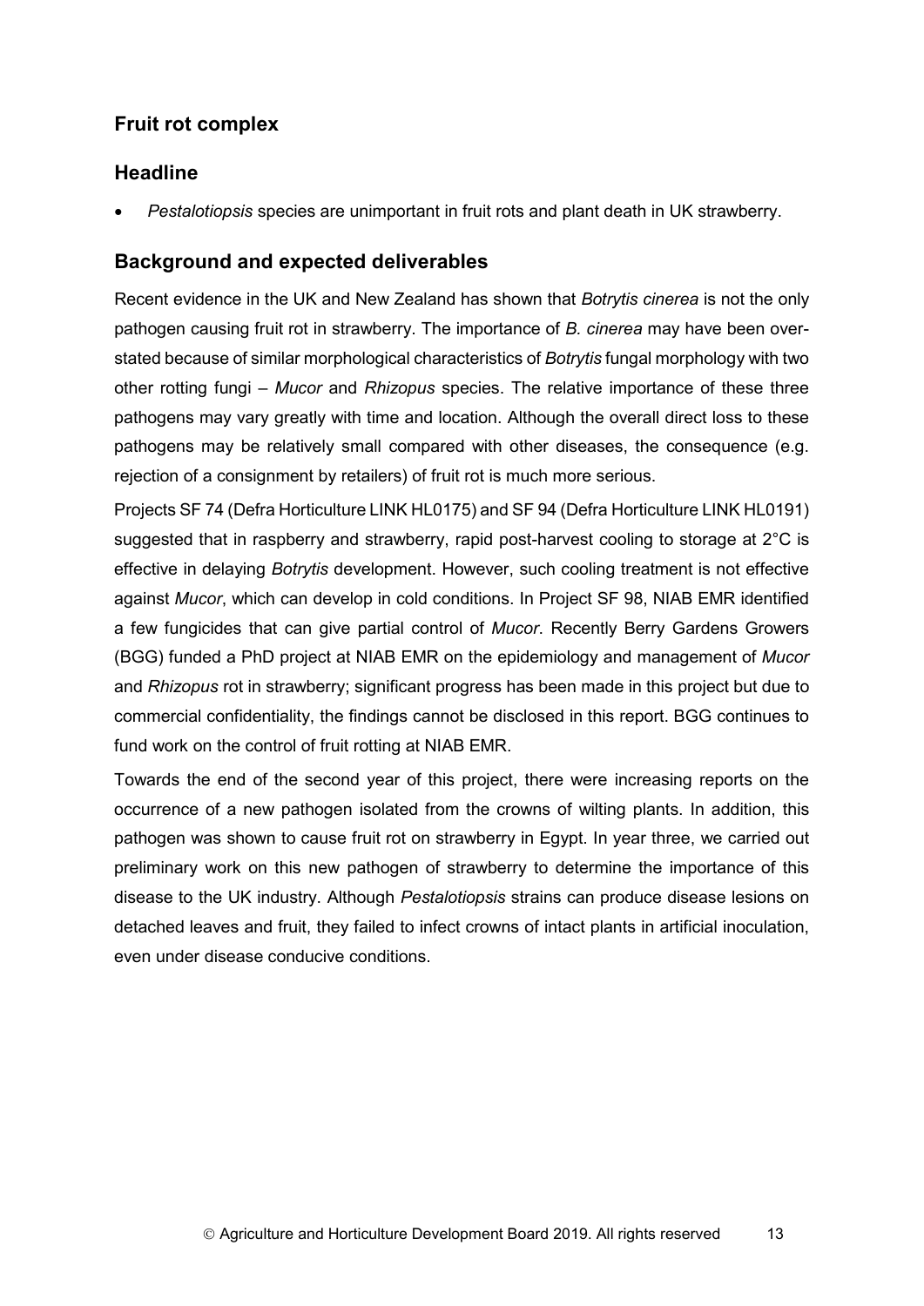## Fruit rot complex

### Headline

- *Pestalotiopsis* species are unimportant in fruit rots and plant death in UK strawberry.

### Background and expected deliverables

Recent evidence in the UK and New Zealand has shown that *Botrytis cinerea* is not the only pathogen causing fruit rot in strawberry. The importance of *B. cinerea* may have been over-stated because of similar morphological characteristics of *Botrytis* fungal morphology with two other rotting fungi – *Mucor* and *Rhizopus* species. The relative importance of these three pathogens may vary greatly with time and location. Although the overall direct loss to these pathogens may be relatively small compared with other diseases, the consequence (e.g. rejection of a consignment by retailers) of fruit rot is much more serious.

Projects SF 74 (Defra Horticulture LINK HL0175) and SF 94 (Defra Horticulture LINK HL0191) suggested that in raspberry and strawberry, rapid post-harvest cooling to storage at 2°C is effective in delaying *Botrytis* development. However, such cooling treatment is not effective against *Mucor*, which can develop in cold conditions. In Project SF 98, NIAB EMR identified a few fungicides that can give partial control of *Mucor*. Recently Berry Gardens Growers (BGG) funded a PhD project at NIAB EMR on the epidemiology and management of *Mucor* and *Rhizopus* rot in strawberry; significant progress has been made in this project but due to commercial confidentiality, the findings cannot be disclosed in this report. BGG continues to fund work on the control of fruit rotting at NIAB EMR.

Towards the end of the second year of this project, there were increasing reports on the occurrence of a new pathogen isolated from the crowns of wilting plants. In addition, this pathogen was shown to cause fruit rot on strawberry in Egypt. In year three, we carried out preliminary work on this new pathogen of strawberry to determine the importance of this disease to the UK industry. Although *Pestalotiopsis* strains can produce disease lesions on detached leaves and fruit, they failed to infect crowns of intact plants in artificial inoculation, even under disease conducive conditions.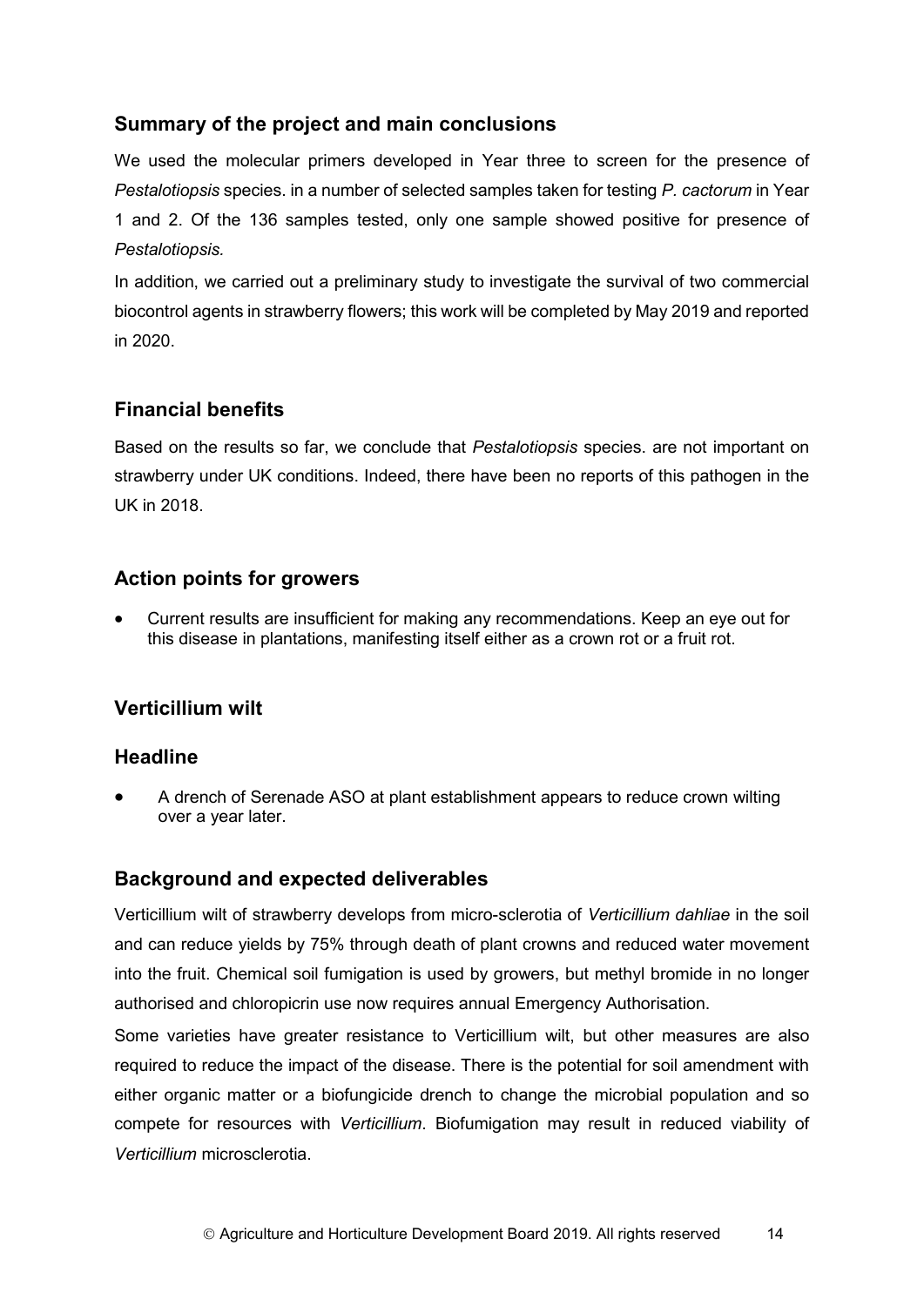## Summary of the project and main conclusions

We used the molecular primers developed in Year three to screen for the presence of *Pestalotiopsis* species. in a number of selected samples taken for testing *P. cactorum* in Year 1 and 2. Of the 136 samples tested, only one sample showed positive for presence of *Pestalotiopsis.*

In addition, we carried out a preliminary study to investigate the survival of two commercial biocontrol agents in strawberry flowers; this work will be completed by May 2019 and reported in 2020.

## Financial benefits

Based on the results so far, we conclude that *Pestalotiopsis* species. are not important on strawberry under UK conditions. Indeed, there have been no reports of this pathogen in the UK in 2018.

## Action points for growers

- Current results are insufficient for making any recommendations. Keep an eye out for this disease in plantations, manifesting itself either as a crown rot or a fruit rot.

## Verticillium wilt

## Headline

- A drench of Serenade ASO at plant establishment appears to reduce crown wilting over a year later.

## Background and expected deliverables

Verticillium wilt of strawberry develops from micro-sclerotia of *Verticillium dahliae* in the soil and can reduce yields by 75% through death of plant crowns and reduced water movement into the fruit. Chemical soil fumigation is used by growers, but methyl bromide in no longer authorised and chloropicrin use now requires annual Emergency Authorisation.

Some varieties have greater resistance to Verticillium wilt, but other measures are also required to reduce the impact of the disease. There is the potential for soil amendment with either organic matter or a biofungicide drench to change the microbial population and so compete for resources with *Verticillium*. Biofumigation may result in reduced viability of *Verticillium* microsclerotia.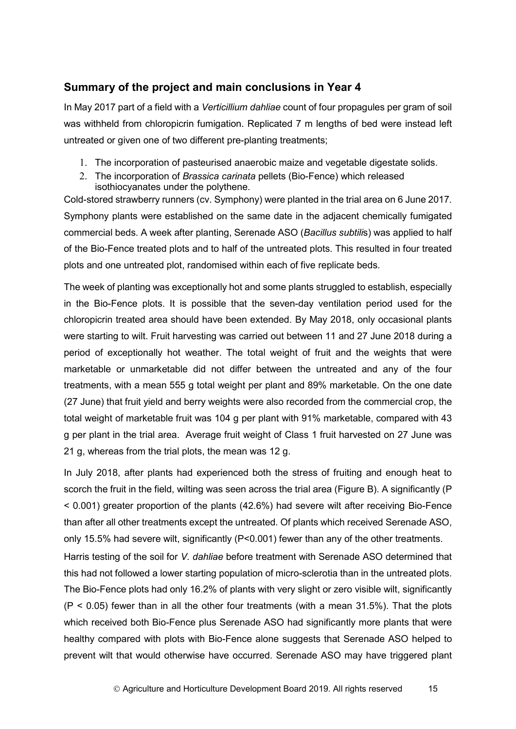## Summary of the project and main conclusions in Year 4

In May 2017 part of a field with a *Verticillium dahliae* count of four propagules per gram of soil was withheld from chloropicrin fumigation. Replicated 7 m lengths of bed were instead left untreated or given one of two different pre-planting treatments;

1. The incorporation of pasteurised anaerobic maize and vegetable digestate solids.
2. The incorporation of *Brassica carinata* pellets (Bio-Fence) which released isothiocyanates under the polythene.

Cold-stored strawberry runners (cv. Symphony) were planted in the trial area on 6 June 2017. Symphony plants were established on the same date in the adjacent chemically fumigated commercial beds. A week after planting, Serenade ASO (*Bacillus subtilis*) was applied to half of the Bio-Fence treated plots and to half of the untreated plots. This resulted in four treated plots and one untreated plot, randomised within each of five replicate beds.

The week of planting was exceptionally hot and some plants struggled to establish, especially in the Bio-Fence plots. It is possible that the seven-day ventilation period used for the chloropicrin treated area should have been extended. By May 2018, only occasional plants were starting to wilt. Fruit harvesting was carried out between 11 and 27 June 2018 during a period of exceptionally hot weather. The total weight of fruit and the weights that were marketable or unmarketable did not differ between the untreated and any of the four treatments, with a mean 555 g total weight per plant and 89% marketable. On the one date (27 June) that fruit yield and berry weights were also recorded from the commercial crop, the total weight of marketable fruit was 104 g per plant with 91% marketable, compared with 43 g per plant in the trial area. Average fruit weight of Class 1 fruit harvested on 27 June was 21 g, whereas from the trial plots, the mean was 12 g.

In July 2018, after plants had experienced both the stress of fruiting and enough heat to scorch the fruit in the field, wilting was seen across the trial area (Figure B). A significantly ($P < 0.001$) greater proportion of the plants (42.6%) had severe wilt after receiving Bio-Fence than after all other treatments except the untreated. Of plants which received Serenade ASO, only 15.5% had severe wilt, significantly ($P<0.001$) fewer than any of the other treatments. Harris testing of the soil for *V. dahliae* before treatment with Serenade ASO determined that this had not followed a lower starting population of micro-sclerotia than in the untreated plots. The Bio-Fence plots had only 16.2% of plants with very slight or zero visible wilt, significantly ($P < 0.05$) fewer than in all the other four treatments (with a mean 31.5%). That the plots which received both Bio-Fence plus Serenade ASO had significantly more plants that were healthy compared with plots with Bio-Fence alone suggests that Serenade ASO helped to prevent wilt that would otherwise have occurred. Serenade ASO may have triggered plant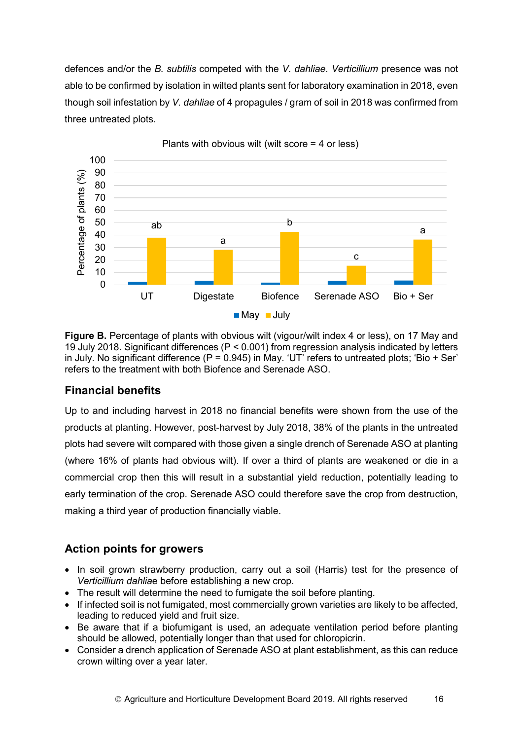defences and/or the *B. subtilis* competed with the *V. dahliae*. *Verticillium* presence was not able to be confirmed by isolation in wilted plants sent for laboratory examination in 2018, even though soil infestation by *V. dahliae* of 4 propagules / gram of soil in 2018 was confirmed from three untreated plots.

Plants with obvious wilt (wilt score = 4 or less)

Percentage of plants (%)

100
90
80
70
60
50
40
30
20
10
0

ab
a
b
c
a

UT
Digestate
Biofence
Serenade ASO
Bio + Ser

May
July

**Figure B.** Percentage of plants with obvious wilt (vigour/wilt index 4 or less), on 17 May and 19 July 2018. Significant differences ($P < 0.001$) from regression analysis indicated by letters in July. No significant difference ($P = 0.945$) in May. 'UT' refers to untreated plots; 'Bio + Ser' refers to the treatment with both Biofence and Serenade ASO.

## Financial benefits

Up to and including harvest in 2018 no financial benefits were shown from the use of the products at planting. However, post-harvest by July 2018, 38% of the plants in the untreated plots had severe wilt compared with those given a single drench of Serenade ASO at planting (where 16% of plants had obvious wilt). If over a third of plants are weakened or die in a commercial crop then this will result in a substantial yield reduction, potentially leading to early termination of the crop. Serenade ASO could therefore save the crop from destruction, making a third year of production financially viable.

## Action points for growers

- In soil grown strawberry production, carry out a soil (Harris) test for the presence of *Verticillium dahliae* before establishing a new crop.
- The result will determine the need to fumigate the soil before planting.
- If infected soil is not fumigated, most commercially grown varieties are likely to be affected, leading to reduced yield and fruit size.
- Be aware that if a biofumigant is used, an adequate ventilation period before planting should be allowed, potentially longer than that used for chloropicrin.
- Consider a drench application of Serenade ASO at plant establishment, as this can reduce crown wilting over a year later.